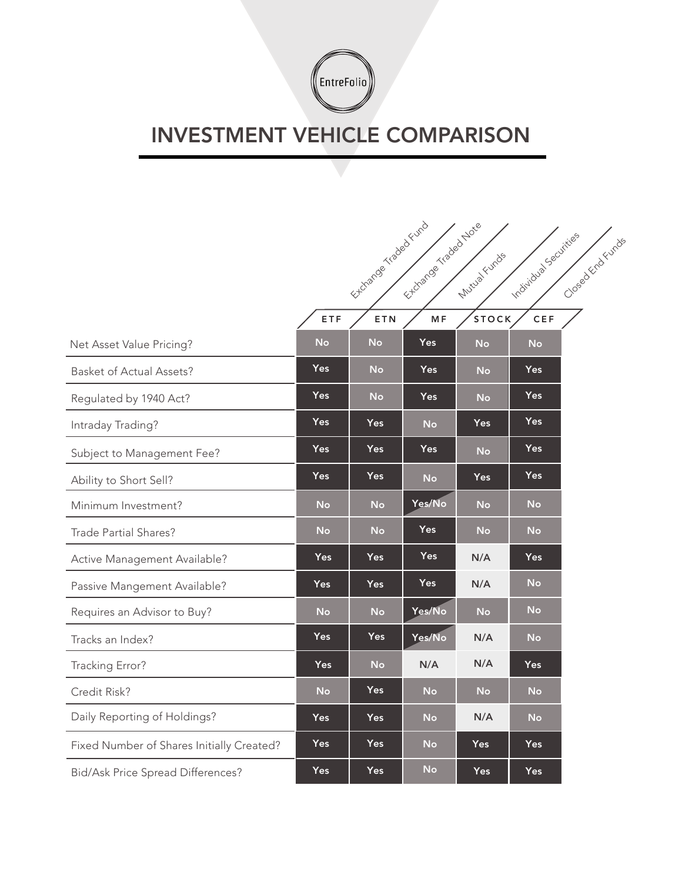EntreFolio

# INVESTMENT VEHICLE COMPARISON

| | ETF (Exchange Traded Fund) | ETN (Exchange Traded Note) | MF (Mutual Funds) | STOCK (Individual Securities) | CEF (Closed End Funds) |
|---|---|---|---|---|---|
| Net Asset Value Pricing? | No | No | Yes | No | No |
| Basket of Actual Assets? | Yes | No | Yes | No | Yes |
| Regulated by 1940 Act? | Yes | No | Yes | No | Yes |
| Intraday Trading? | Yes | Yes | No | Yes | Yes |
| Subject to Management Fee? | Yes | Yes | Yes | No | Yes |
| Ability to Short Sell? | Yes | Yes | No | Yes | Yes |
| Minimum Investment? | No | No | Yes/No | No | No |
| Trade Partial Shares? | No | No | Yes | No | No |
| Active Management Available? | Yes | Yes | Yes | N/A | Yes |
| Passive Mangement Available? | Yes | Yes | Yes | N/A | No |
| Requires an Advisor to Buy? | No | No | Yes/No | No | No |
| Tracks an Index? | Yes | Yes | Yes/No | N/A | No |
| Tracking Error? | Yes | No | N/A | N/A | Yes |
| Credit Risk? | No | Yes | No | No | No |
| Daily Reporting of Holdings? | Yes | Yes | No | N/A | No |
| Fixed Number of Shares Initially Created? | Yes | Yes | No | Yes | Yes |
| Bid/Ask Price Spread Differences? | Yes | Yes | No | Yes | Yes |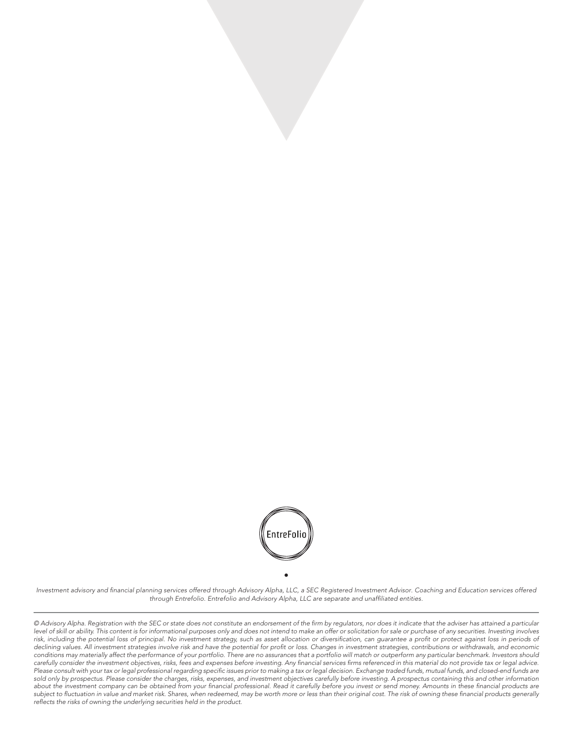EntreFolio

*Investment advisory and financial planning services offered through Advisory Alpha, LLC, a SEC Registered Investment Advisor. Coaching and Education services offered through Entrefolio. Entrefolio and Advisory Alpha, LLC are separate and unaffiliated entities.*

---

*© Advisory Alpha. Registration with the SEC or state does not constitute an endorsement of the firm by regulators, nor does it indicate that the adviser has attained a particular level of skill or ability. This content is for informational purposes only and does not intend to make an offer or solicitation for sale or purchase of any securities. Investing involves risk, including the potential loss of principal. No investment strategy, such as asset allocation or diversification, can guarantee a profit or protect against loss in periods of declining values. All investment strategies involve risk and have the potential for profit or loss. Changes in investment strategies, contributions or withdrawals, and economic conditions may materially affect the performance of your portfolio. There are no assurances that a portfolio will match or outperform any particular benchmark. Investors should carefully consider the investment objectives, risks, fees and expenses before investing. Any financial services firms referenced in this material do not provide tax or legal advice. Please consult with your tax or legal professional regarding specific issues prior to making a tax or legal decision. Exchange traded funds, mutual funds, and closed-end funds are sold only by prospectus. Please consider the charges, risks, expenses, and investment objectives carefully before investing. A prospectus containing this and other information about the investment company can be obtained from your financial professional. Read it carefully before you invest or send money. Amounts in these financial products are subject to fluctuation in value and market risk. Shares, when redeemed, may be worth more or less than their original cost. The risk of owning these financial products generally reflects the risks of owning the underlying securities held in the product.*